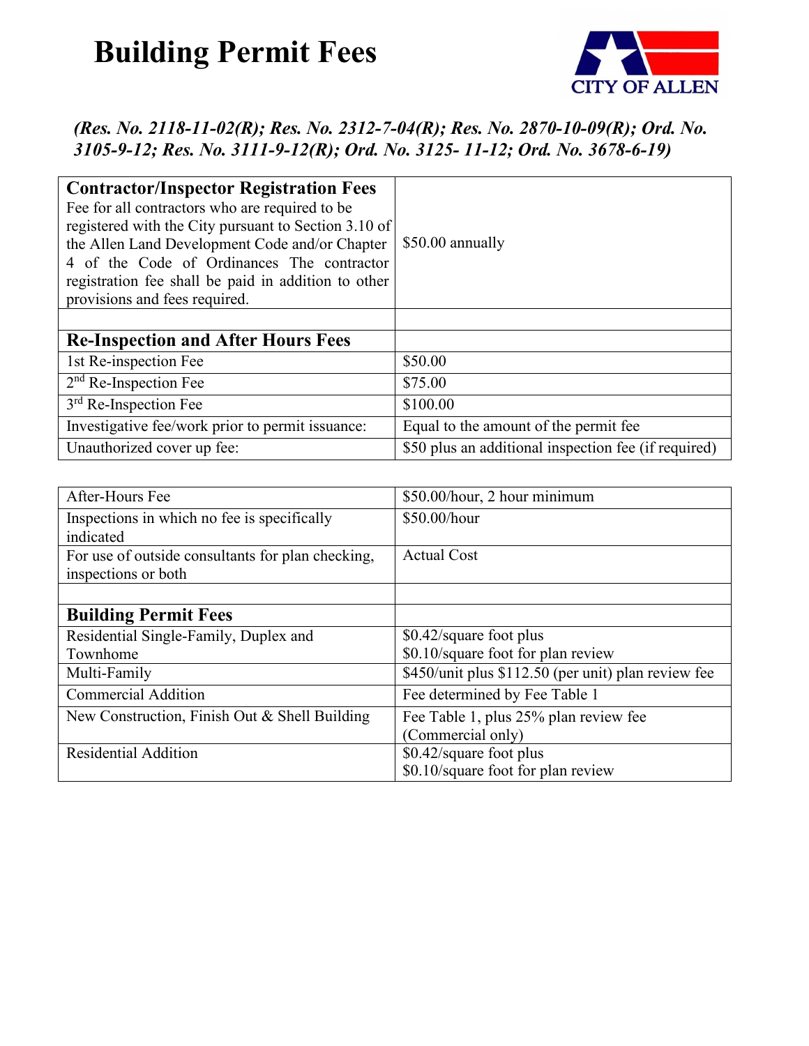# Building Permit Fees

CITY OF ALLEN

***(Res. No. 2118-11-02(R); Res. No. 2312-7-04(R); Res. No. 2870-10-09(R); Ord. No. 3105-9-12; Res. No. 3111-9-12(R); Ord. No. 3125- 11-12; Ord. No. 3678-6-19)***

| **Contractor/Inspector Registration Fees** Fee for all contractors who are required to be registered with the City pursuant to Section 3.10 of the Allen Land Development Code and/or Chapter 4 of the Code of Ordinances The contractor registration fee shall be paid in addition to other provisions and fees required. | $50.00 annually |
|---|---|
| | |
| **Re-Inspection and After Hours Fees** | |
| 1st Re-inspection Fee | $50.00 |
| 2nd Re-Inspection Fee | $75.00 |
| 3rd Re-Inspection Fee | $100.00 |
| Investigative fee/work prior to permit issuance: | Equal to the amount of the permit fee |
| Unauthorized cover up fee: | $50 plus an additional inspection fee (if required) |

| After-Hours Fee | $50.00/hour, 2 hour minimum |
|---|---|
| Inspections in which no fee is specifically indicated | $50.00/hour |
| For use of outside consultants for plan checking, inspections or both | Actual Cost |
| | |
| **Building Permit Fees** | |
| Residential Single-Family, Duplex and Townhome | $0.42/square foot plus $0.10/square foot for plan review |
| Multi-Family | $450/unit plus $112.50 (per unit) plan review fee |
| Commercial Addition | Fee determined by Fee Table 1 |
| New Construction, Finish Out & Shell Building | Fee Table 1, plus 25% plan review fee (Commercial only) |
| Residential Addition | $0.42/square foot plus $0.10/square foot for plan review |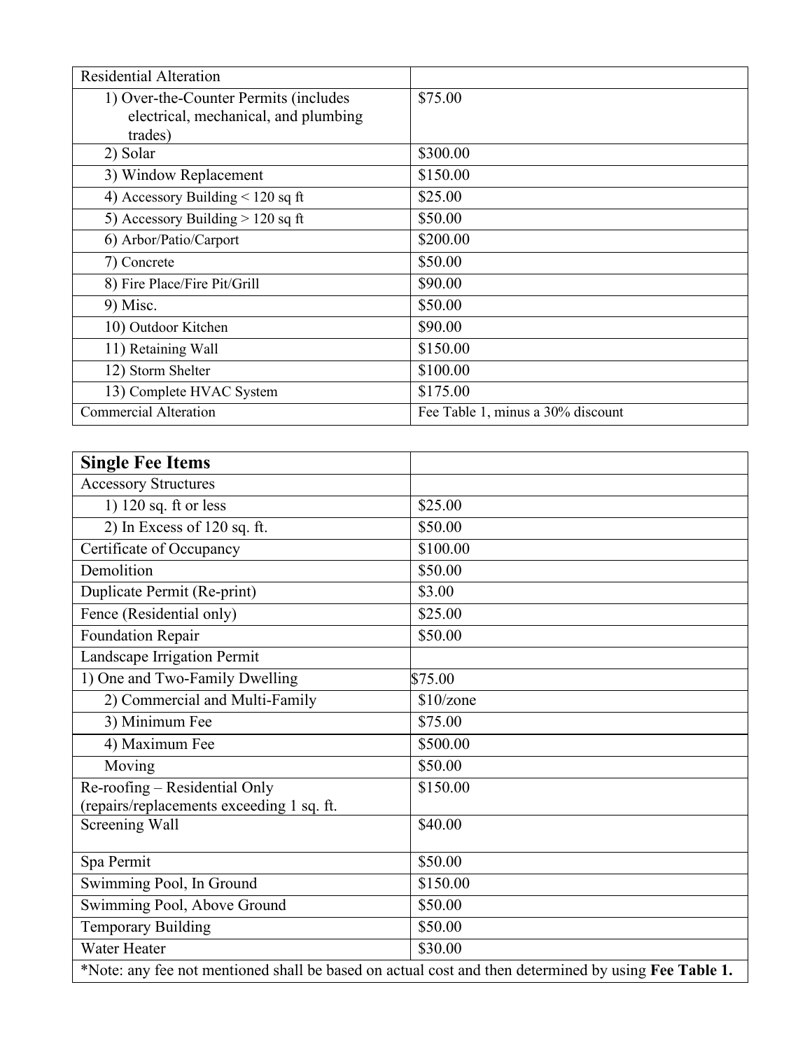| Residential Alteration | |
|---|---|
| 1) Over-the-Counter Permits (includes electrical, mechanical, and plumbing trades) | $75.00 |
| 2) Solar | $300.00 |
| 3) Window Replacement | $150.00 |
| 4) Accessory Building < 120 sq ft | $25.00 |
| 5) Accessory Building > 120 sq ft | $50.00 |
| 6) Arbor/Patio/Carport | $200.00 |
| 7) Concrete | $50.00 |
| 8) Fire Place/Fire Pit/Grill | $90.00 |
| 9) Misc. | $50.00 |
| 10) Outdoor Kitchen | $90.00 |
| 11) Retaining Wall | $150.00 |
| 12) Storm Shelter | $100.00 |
| 13) Complete HVAC System | $175.00 |
| Commercial Alteration | Fee Table 1, minus a 30% discount |

| **Single Fee Items** | |
|---|---|
| Accessory Structures | |
| 1) 120 sq. ft or less | $25.00 |
| 2) In Excess of 120 sq. ft. | $50.00 |
| Certificate of Occupancy | $100.00 |
| Demolition | $50.00 |
| Duplicate Permit (Re-print) | $3.00 |
| Fence (Residential only) | $25.00 |
| Foundation Repair | $50.00 |
| Landscape Irrigation Permit | |
| 1) One and Two-Family Dwelling | $75.00 |
| 2) Commercial and Multi-Family | $10/zone |
| 3) Minimum Fee | $75.00 |
| 4) Maximum Fee | $500.00 |
| Moving | $50.00 |
| Re-roofing – Residential Only (repairs/replacements exceeding 1 sq. ft. | $150.00 |
| Screening Wall | $40.00 |
| Spa Permit | $50.00 |
| Swimming Pool, In Ground | $150.00 |
| Swimming Pool, Above Ground | $50.00 |
| Temporary Building | $50.00 |
| Water Heater | $30.00 |
| *Note: any fee not mentioned shall be based on actual cost and then determined by using **Fee Table 1.** | |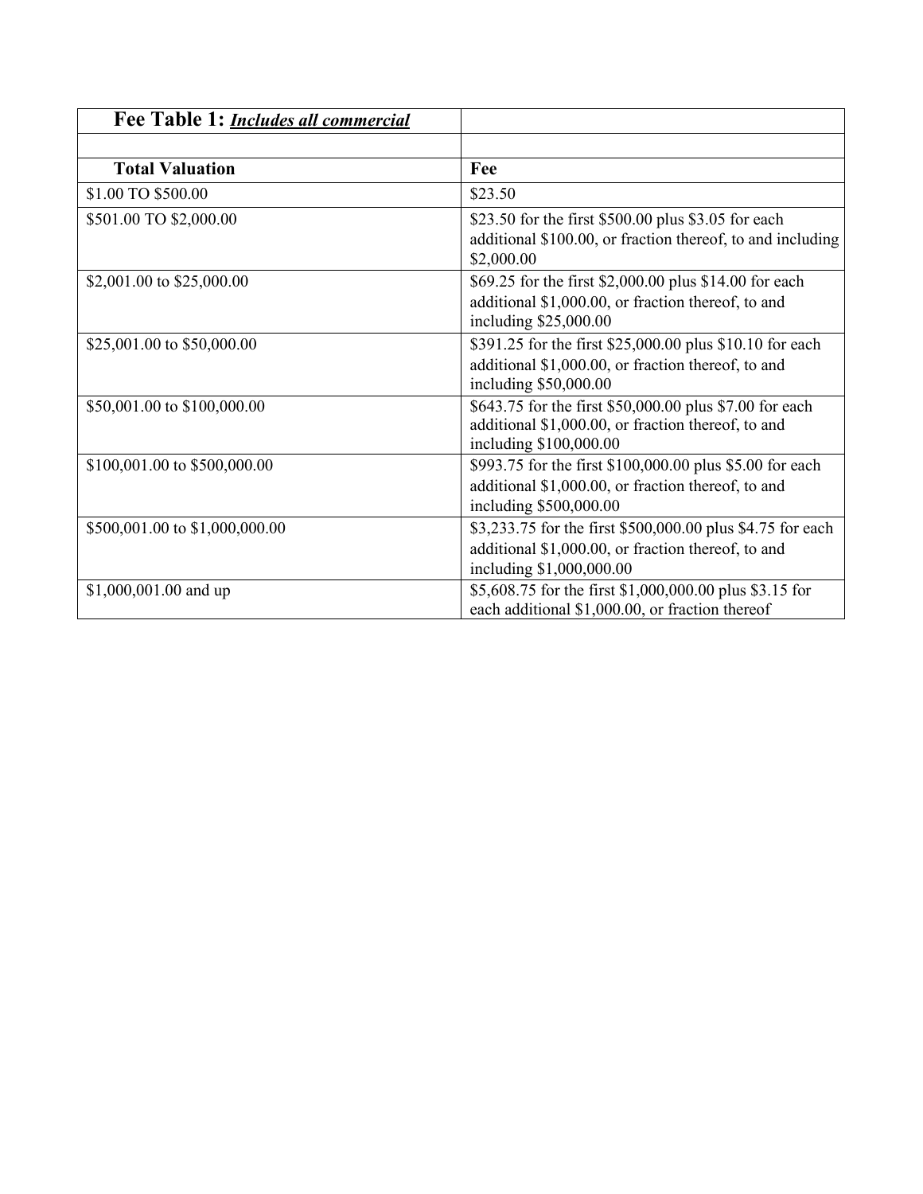| **Fee Table 1:** ***Includes all commercial*** | |
|---|---|
| | |
| **Total Valuation** | **Fee** |
| $1.00 TO $500.00 | $23.50 |
| $501.00 TO $2,000.00 | $23.50 for the first $500.00 plus $3.05 for each additional $100.00, or fraction thereof, to and including $2,000.00 |
| $2,001.00 to $25,000.00 | $69.25 for the first $2,000.00 plus $14.00 for each additional $1,000.00, or fraction thereof, to and including $25,000.00 |
| $25,001.00 to $50,000.00 | $391.25 for the first $25,000.00 plus $10.10 for each additional $1,000.00, or fraction thereof, to and including $50,000.00 |
| $50,001.00 to $100,000.00 | $643.75 for the first $50,000.00 plus $7.00 for each additional $1,000.00, or fraction thereof, to and including $100,000.00 |
| $100,001.00 to $500,000.00 | $993.75 for the first $100,000.00 plus $5.00 for each additional $1,000.00, or fraction thereof, to and including $500,000.00 |
| $500,001.00 to $1,000,000.00 | $3,233.75 for the first $500,000.00 plus $4.75 for each additional $1,000.00, or fraction thereof, to and including $1,000,000.00 |
| $1,000,001.00 and up | $5,608.75 for the first $1,000,000.00 plus $3.15 for each additional $1,000.00, or fraction thereof |